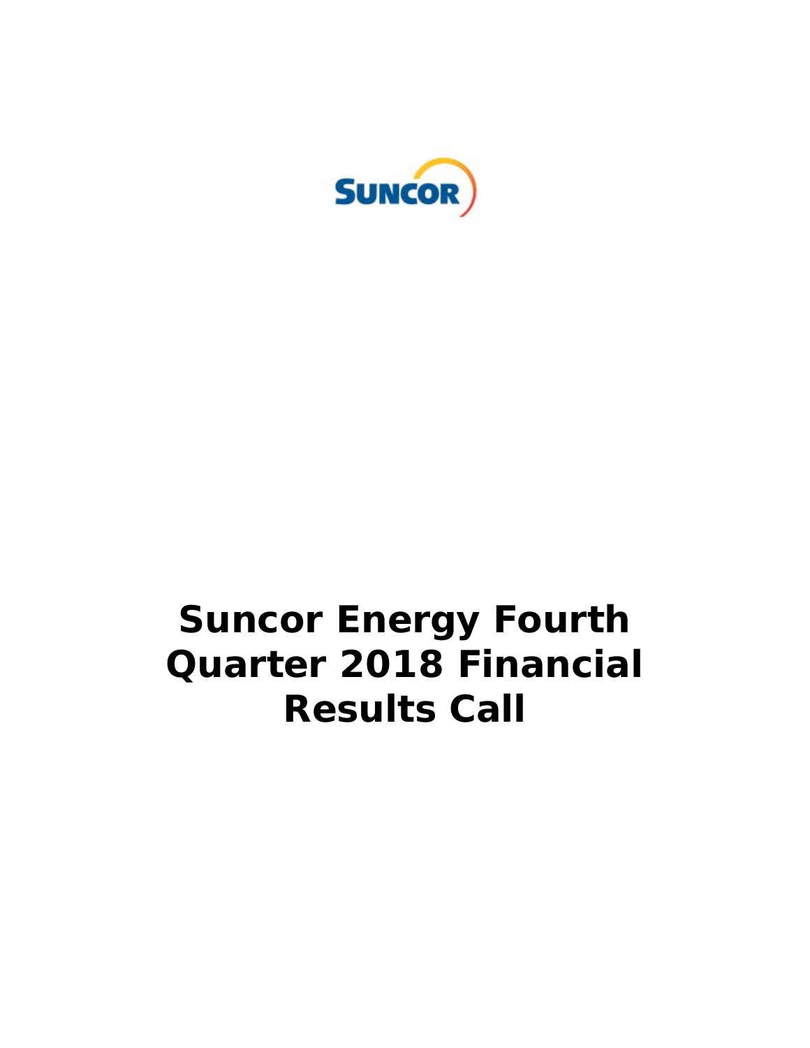SUNCOR

# Suncor Energy Fourth Quarter 2018 Financial Results Call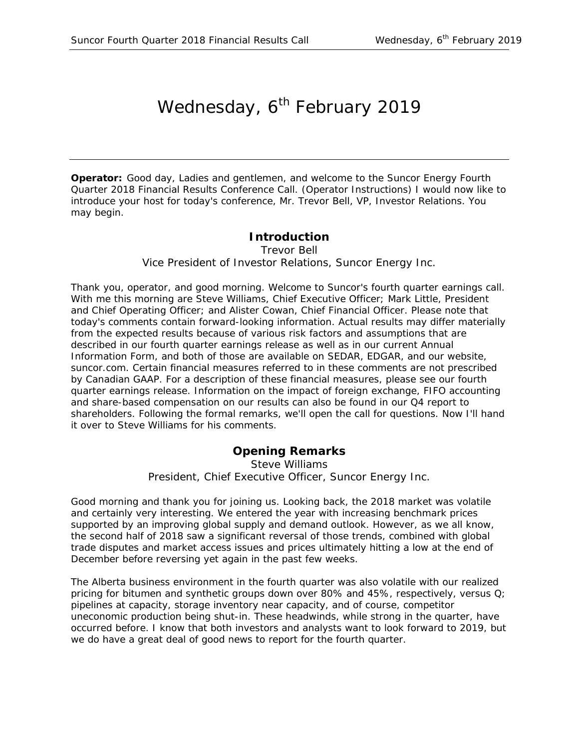# Wednesday, 6th February 2019

---

**Operator:** Good day, Ladies and gentlemen, and welcome to the Suncor Energy Fourth Quarter 2018 Financial Results Conference Call. (Operator Instructions) I would now like to introduce your host for today's conference, Mr. Trevor Bell, VP, Investor Relations. You may begin.

## Introduction

Trevor Bell
Vice President of Investor Relations, Suncor Energy Inc.

Thank you, operator, and good morning. Welcome to Suncor's fourth quarter earnings call. With me this morning are Steve Williams, Chief Executive Officer; Mark Little, President and Chief Operating Officer; and Alister Cowan, Chief Financial Officer. Please note that today's comments contain forward-looking information. Actual results may differ materially from the expected results because of various risk factors and assumptions that are described in our fourth quarter earnings release as well as in our current Annual Information Form, and both of those are available on SEDAR, EDGAR, and our website, suncor.com. Certain financial measures referred to in these comments are not prescribed by Canadian GAAP. For a description of these financial measures, please see our fourth quarter earnings release. Information on the impact of foreign exchange, FIFO accounting and share-based compensation on our results can also be found in our Q4 report to shareholders. Following the formal remarks, we'll open the call for questions. Now I'll hand it over to Steve Williams for his comments.

## Opening Remarks

Steve Williams
President, Chief Executive Officer, Suncor Energy Inc.

Good morning and thank you for joining us. Looking back, the 2018 market was volatile and certainly very interesting. We entered the year with increasing benchmark prices supported by an improving global supply and demand outlook. However, as we all know, the second half of 2018 saw a significant reversal of those trends, combined with global trade disputes and market access issues and prices ultimately hitting a low at the end of December before reversing yet again in the past few weeks.

The Alberta business environment in the fourth quarter was also volatile with our realized pricing for bitumen and synthetic groups down over 80% and 45%, respectively, versus Q; pipelines at capacity, storage inventory near capacity, and of course, competitor uneconomic production being shut-in. These headwinds, while strong in the quarter, have occurred before. I know that both investors and analysts want to look forward to 2019, but we do have a great deal of good news to report for the fourth quarter.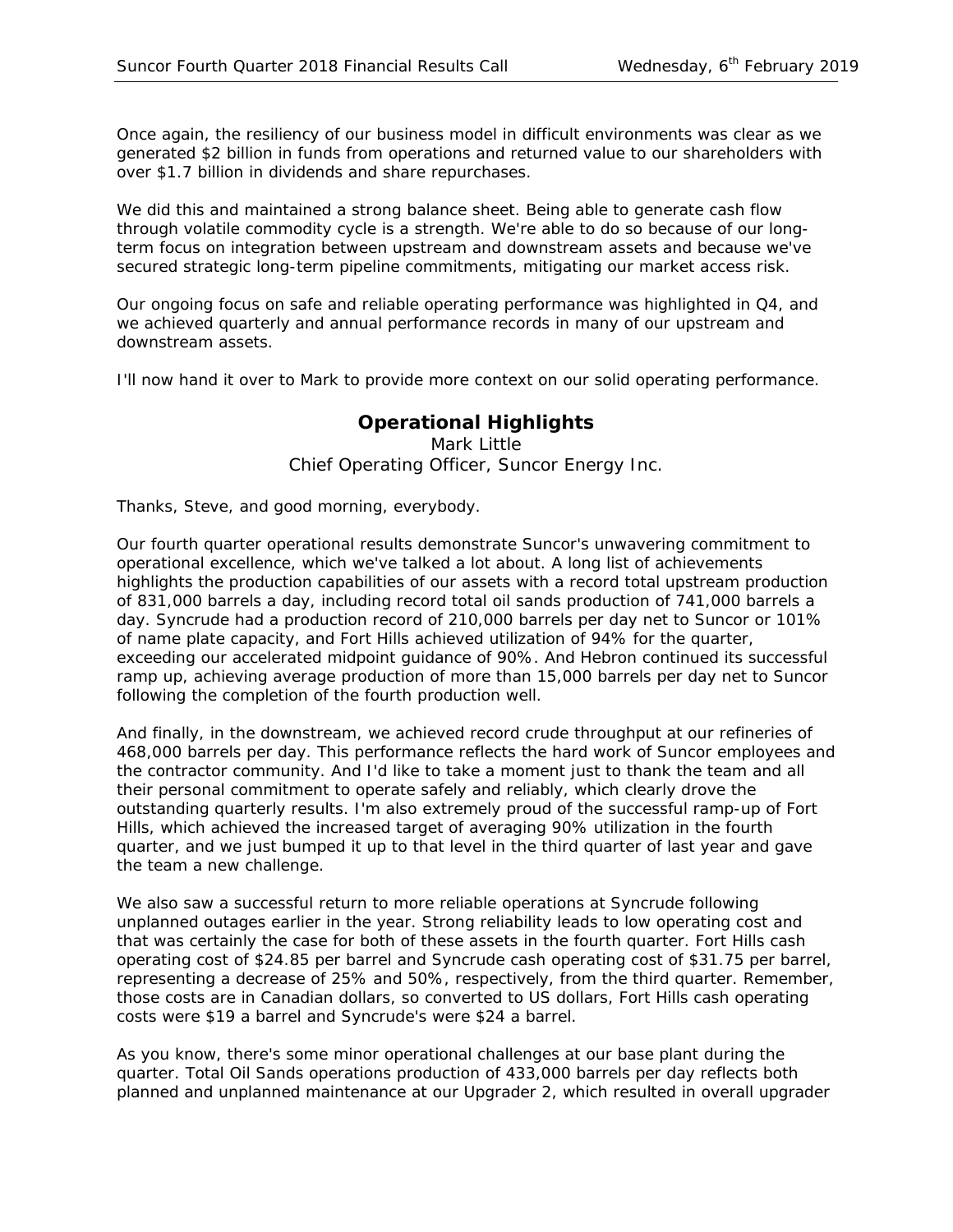Once again, the resiliency of our business model in difficult environments was clear as we generated $2 billion in funds from operations and returned value to our shareholders with over $1.7 billion in dividends and share repurchases.

We did this and maintained a strong balance sheet. Being able to generate cash flow through volatile commodity cycle is a strength. We're able to do so because of our long-term focus on integration between upstream and downstream assets and because we've secured strategic long-term pipeline commitments, mitigating our market access risk.

Our ongoing focus on safe and reliable operating performance was highlighted in Q4, and we achieved quarterly and annual performance records in many of our upstream and downstream assets.

I'll now hand it over to Mark to provide more context on our solid operating performance.

## Operational Highlights

Mark Little
Chief Operating Officer, Suncor Energy Inc.

Thanks, Steve, and good morning, everybody.

Our fourth quarter operational results demonstrate Suncor's unwavering commitment to operational excellence, which we've talked a lot about. A long list of achievements highlights the production capabilities of our assets with a record total upstream production of 831,000 barrels a day, including record total oil sands production of 741,000 barrels a day. Syncrude had a production record of 210,000 barrels per day net to Suncor or 101% of name plate capacity, and Fort Hills achieved utilization of 94% for the quarter, exceeding our accelerated midpoint guidance of 90%. And Hebron continued its successful ramp up, achieving average production of more than 15,000 barrels per day net to Suncor following the completion of the fourth production well.

And finally, in the downstream, we achieved record crude throughput at our refineries of 468,000 barrels per day. This performance reflects the hard work of Suncor employees and the contractor community. And I'd like to take a moment just to thank the team and all their personal commitment to operate safely and reliably, which clearly drove the outstanding quarterly results. I'm also extremely proud of the successful ramp-up of Fort Hills, which achieved the increased target of averaging 90% utilization in the fourth quarter, and we just bumped it up to that level in the third quarter of last year and gave the team a new challenge.

We also saw a successful return to more reliable operations at Syncrude following unplanned outages earlier in the year. Strong reliability leads to low operating cost and that was certainly the case for both of these assets in the fourth quarter. Fort Hills cash operating cost of $24.85 per barrel and Syncrude cash operating cost of $31.75 per barrel, representing a decrease of 25% and 50%, respectively, from the third quarter. Remember, those costs are in Canadian dollars, so converted to US dollars, Fort Hills cash operating costs were $19 a barrel and Syncrude's were $24 a barrel.

As you know, there's some minor operational challenges at our base plant during the quarter. Total Oil Sands operations production of 433,000 barrels per day reflects both planned and unplanned maintenance at our Upgrader 2, which resulted in overall upgrader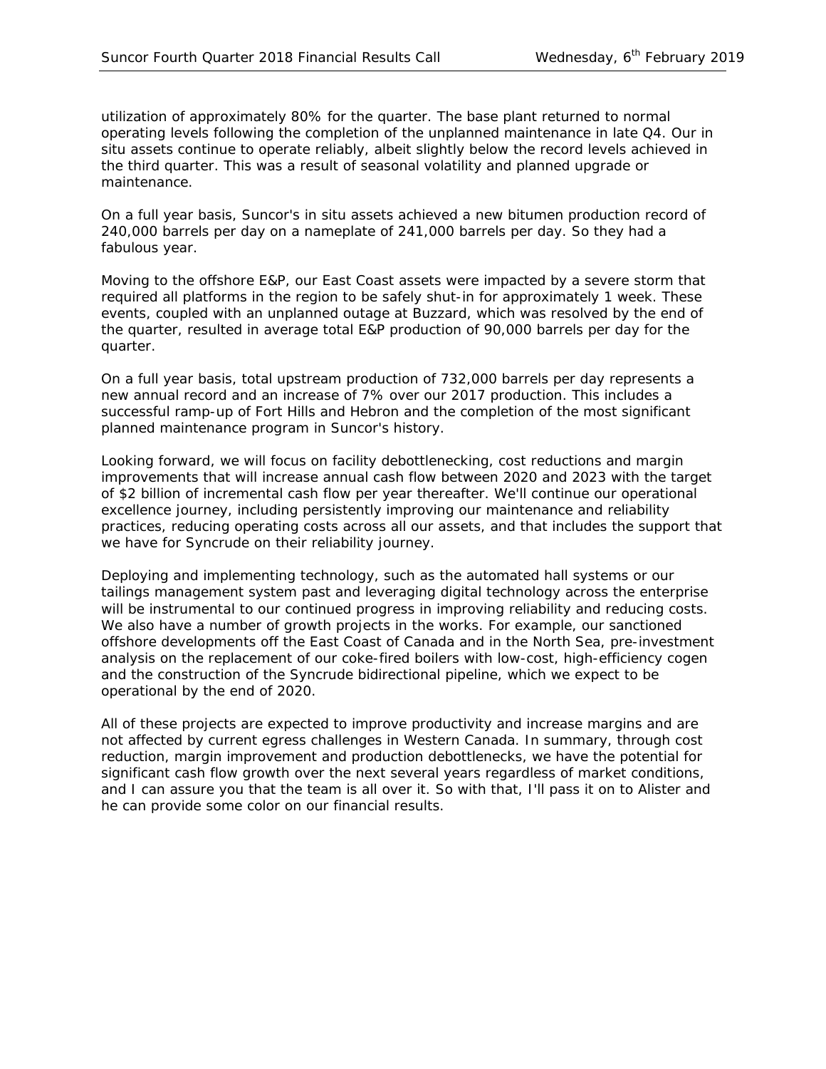utilization of approximately 80% for the quarter. The base plant returned to normal operating levels following the completion of the unplanned maintenance in late Q4. Our in situ assets continue to operate reliably, albeit slightly below the record levels achieved in the third quarter. This was a result of seasonal volatility and planned upgrade or maintenance.

On a full year basis, Suncor's in situ assets achieved a new bitumen production record of 240,000 barrels per day on a nameplate of 241,000 barrels per day. So they had a fabulous year.

Moving to the offshore E&P, our East Coast assets were impacted by a severe storm that required all platforms in the region to be safely shut-in for approximately 1 week. These events, coupled with an unplanned outage at Buzzard, which was resolved by the end of the quarter, resulted in average total E&P production of 90,000 barrels per day for the quarter.

On a full year basis, total upstream production of 732,000 barrels per day represents a new annual record and an increase of 7% over our 2017 production. This includes a successful ramp-up of Fort Hills and Hebron and the completion of the most significant planned maintenance program in Suncor's history.

Looking forward, we will focus on facility debottlenecking, cost reductions and margin improvements that will increase annual cash flow between 2020 and 2023 with the target of $2 billion of incremental cash flow per year thereafter. We'll continue our operational excellence journey, including persistently improving our maintenance and reliability practices, reducing operating costs across all our assets, and that includes the support that we have for Syncrude on their reliability journey.

Deploying and implementing technology, such as the automated hall systems or our tailings management system past and leveraging digital technology across the enterprise will be instrumental to our continued progress in improving reliability and reducing costs. We also have a number of growth projects in the works. For example, our sanctioned offshore developments off the East Coast of Canada and in the North Sea, pre-investment analysis on the replacement of our coke-fired boilers with low-cost, high-efficiency cogen and the construction of the Syncrude bidirectional pipeline, which we expect to be operational by the end of 2020.

All of these projects are expected to improve productivity and increase margins and are not affected by current egress challenges in Western Canada. In summary, through cost reduction, margin improvement and production debottlenecks, we have the potential for significant cash flow growth over the next several years regardless of market conditions, and I can assure you that the team is all over it. So with that, I'll pass it on to Alister and he can provide some color on our financial results.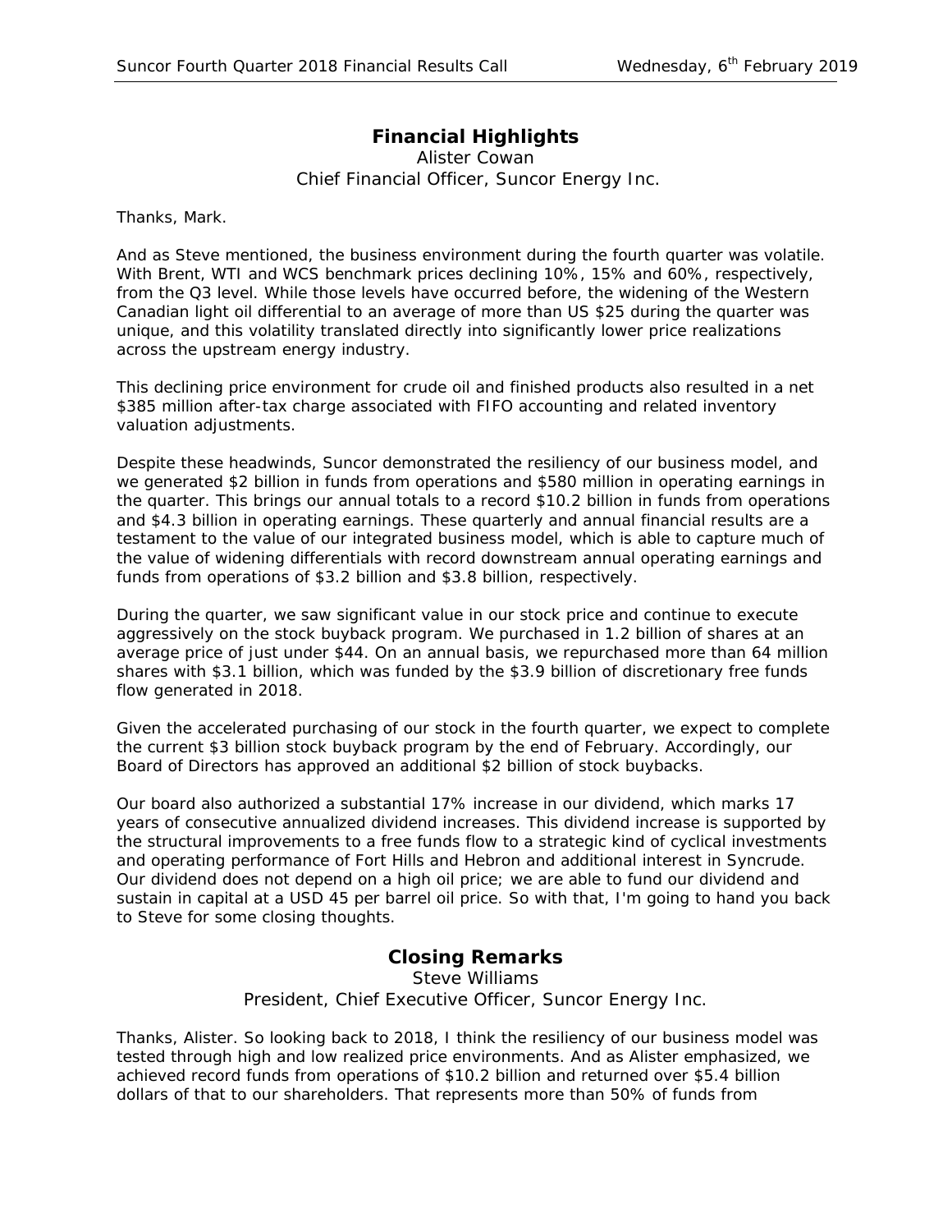## Financial Highlights

Alister Cowan
Chief Financial Officer, Suncor Energy Inc.

Thanks, Mark.

And as Steve mentioned, the business environment during the fourth quarter was volatile. With Brent, WTI and WCS benchmark prices declining 10%, 15% and 60%, respectively, from the Q3 level. While those levels have occurred before, the widening of the Western Canadian light oil differential to an average of more than US $25 during the quarter was unique, and this volatility translated directly into significantly lower price realizations across the upstream energy industry.

This declining price environment for crude oil and finished products also resulted in a net $385 million after-tax charge associated with FIFO accounting and related inventory valuation adjustments.

Despite these headwinds, Suncor demonstrated the resiliency of our business model, and we generated $2 billion in funds from operations and $580 million in operating earnings in the quarter. This brings our annual totals to a record $10.2 billion in funds from operations and $4.3 billion in operating earnings. These quarterly and annual financial results are a testament to the value of our integrated business model, which is able to capture much of the value of widening differentials with record downstream annual operating earnings and funds from operations of $3.2 billion and $3.8 billion, respectively.

During the quarter, we saw significant value in our stock price and continue to execute aggressively on the stock buyback program. We purchased in 1.2 billion of shares at an average price of just under $44. On an annual basis, we repurchased more than 64 million shares with $3.1 billion, which was funded by the $3.9 billion of discretionary free funds flow generated in 2018.

Given the accelerated purchasing of our stock in the fourth quarter, we expect to complete the current $3 billion stock buyback program by the end of February. Accordingly, our Board of Directors has approved an additional $2 billion of stock buybacks.

Our board also authorized a substantial 17% increase in our dividend, which marks 17 years of consecutive annualized dividend increases. This dividend increase is supported by the structural improvements to a free funds flow to a strategic kind of cyclical investments and operating performance of Fort Hills and Hebron and additional interest in Syncrude. Our dividend does not depend on a high oil price; we are able to fund our dividend and sustain in capital at a USD 45 per barrel oil price. So with that, I'm going to hand you back to Steve for some closing thoughts.

## Closing Remarks

Steve Williams
President, Chief Executive Officer, Suncor Energy Inc.

Thanks, Alister. So looking back to 2018, I think the resiliency of our business model was tested through high and low realized price environments. And as Alister emphasized, we achieved record funds from operations of $10.2 billion and returned over $5.4 billion dollars of that to our shareholders. That represents more than 50% of funds from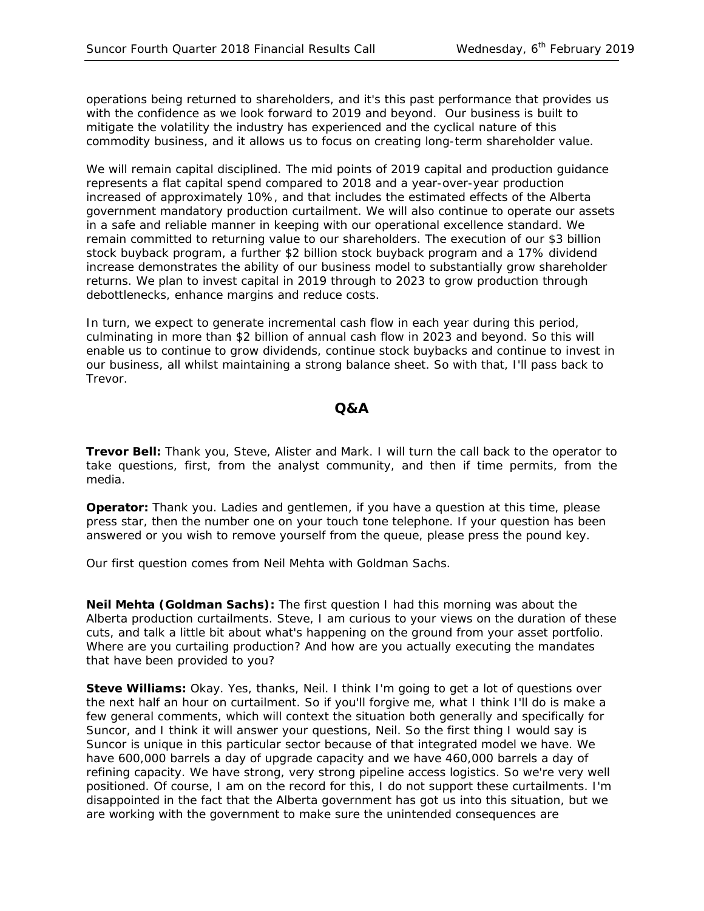operations being returned to shareholders, and it's this past performance that provides us with the confidence as we look forward to 2019 and beyond. Our business is built to mitigate the volatility the industry has experienced and the cyclical nature of this commodity business, and it allows us to focus on creating long-term shareholder value.

We will remain capital disciplined. The mid points of 2019 capital and production guidance represents a flat capital spend compared to 2018 and a year-over-year production increased of approximately 10%, and that includes the estimated effects of the Alberta government mandatory production curtailment. We will also continue to operate our assets in a safe and reliable manner in keeping with our operational excellence standard. We remain committed to returning value to our shareholders. The execution of our $3 billion stock buyback program, a further $2 billion stock buyback program and a 17% dividend increase demonstrates the ability of our business model to substantially grow shareholder returns. We plan to invest capital in 2019 through to 2023 to grow production through debottlenecks, enhance margins and reduce costs.

In turn, we expect to generate incremental cash flow in each year during this period, culminating in more than $2 billion of annual cash flow in 2023 and beyond. So this will enable us to continue to grow dividends, continue stock buybacks and continue to invest in our business, all whilst maintaining a strong balance sheet. So with that, I'll pass back to Trevor.

## Q&A

**Trevor Bell:** Thank you, Steve, Alister and Mark. I will turn the call back to the operator to take questions, first, from the analyst community, and then if time permits, from the media.

**Operator:** Thank you. Ladies and gentlemen, if you have a question at this time, please press star, then the number one on your touch tone telephone. If your question has been answered or you wish to remove yourself from the queue, please press the pound key.

Our first question comes from Neil Mehta with Goldman Sachs.

**Neil Mehta (Goldman Sachs):** The first question I had this morning was about the Alberta production curtailments. Steve, I am curious to your views on the duration of these cuts, and talk a little bit about what's happening on the ground from your asset portfolio. Where are you curtailing production? And how are you actually executing the mandates that have been provided to you?

**Steve Williams:** Okay. Yes, thanks, Neil. I think I'm going to get a lot of questions over the next half an hour on curtailment. So if you'll forgive me, what I think I'll do is make a few general comments, which will context the situation both generally and specifically for Suncor, and I think it will answer your questions, Neil. So the first thing I would say is Suncor is unique in this particular sector because of that integrated model we have. We have 600,000 barrels a day of upgrade capacity and we have 460,000 barrels a day of refining capacity. We have strong, very strong pipeline access logistics. So we're very well positioned. Of course, I am on the record for this, I do not support these curtailments. I'm disappointed in the fact that the Alberta government has got us into this situation, but we are working with the government to make sure the unintended consequences are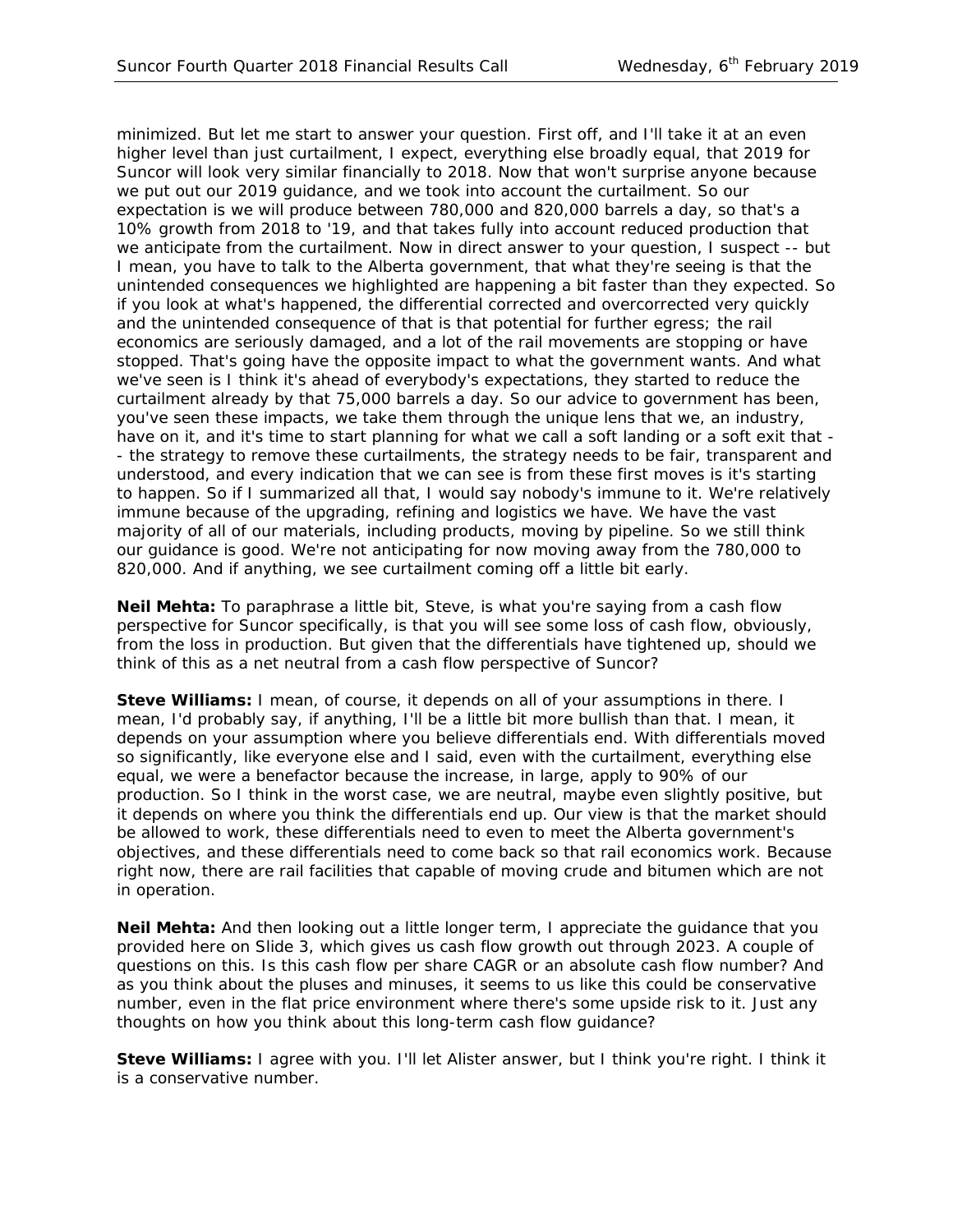minimized. But let me start to answer your question. First off, and I'll take it at an even higher level than just curtailment, I expect, everything else broadly equal, that 2019 for Suncor will look very similar financially to 2018. Now that won't surprise anyone because we put out our 2019 guidance, and we took into account the curtailment. So our expectation is we will produce between 780,000 and 820,000 barrels a day, so that's a 10% growth from 2018 to '19, and that takes fully into account reduced production that we anticipate from the curtailment. Now in direct answer to your question, I suspect -- but I mean, you have to talk to the Alberta government, that what they're seeing is that the unintended consequences we highlighted are happening a bit faster than they expected. So if you look at what's happened, the differential corrected and overcorrected very quickly and the unintended consequence of that is that potential for further egress; the rail economics are seriously damaged, and a lot of the rail movements are stopping or have stopped. That's going have the opposite impact to what the government wants. And what we've seen is I think it's ahead of everybody's expectations, they started to reduce the curtailment already by that 75,000 barrels a day. So our advice to government has been, you've seen these impacts, we take them through the unique lens that we, an industry, have on it, and it's time to start planning for what we call a soft landing or a soft exit that -- the strategy to remove these curtailments, the strategy needs to be fair, transparent and understood, and every indication that we can see is from these first moves is it's starting to happen. So if I summarized all that, I would say nobody's immune to it. We're relatively immune because of the upgrading, refining and logistics we have. We have the vast majority of all of our materials, including products, moving by pipeline. So we still think our guidance is good. We're not anticipating for now moving away from the 780,000 to 820,000. And if anything, we see curtailment coming off a little bit early.

**Neil Mehta:** To paraphrase a little bit, Steve, is what you're saying from a cash flow perspective for Suncor specifically, is that you will see some loss of cash flow, obviously, from the loss in production. But given that the differentials have tightened up, should we think of this as a net neutral from a cash flow perspective of Suncor?

**Steve Williams:** I mean, of course, it depends on all of your assumptions in there. I mean, I'd probably say, if anything, I'll be a little bit more bullish than that. I mean, it depends on your assumption where you believe differentials end. With differentials moved so significantly, like everyone else and I said, even with the curtailment, everything else equal, we were a benefactor because the increase, in large, apply to 90% of our production. So I think in the worst case, we are neutral, maybe even slightly positive, but it depends on where you think the differentials end up. Our view is that the market should be allowed to work, these differentials need to even to meet the Alberta government's objectives, and these differentials need to come back so that rail economics work. Because right now, there are rail facilities that capable of moving crude and bitumen which are not in operation.

**Neil Mehta:** And then looking out a little longer term, I appreciate the guidance that you provided here on Slide 3, which gives us cash flow growth out through 2023. A couple of questions on this. Is this cash flow per share CAGR or an absolute cash flow number? And as you think about the pluses and minuses, it seems to us like this could be conservative number, even in the flat price environment where there's some upside risk to it. Just any thoughts on how you think about this long-term cash flow guidance?

**Steve Williams:** I agree with you. I'll let Alister answer, but I think you're right. I think it is a conservative number.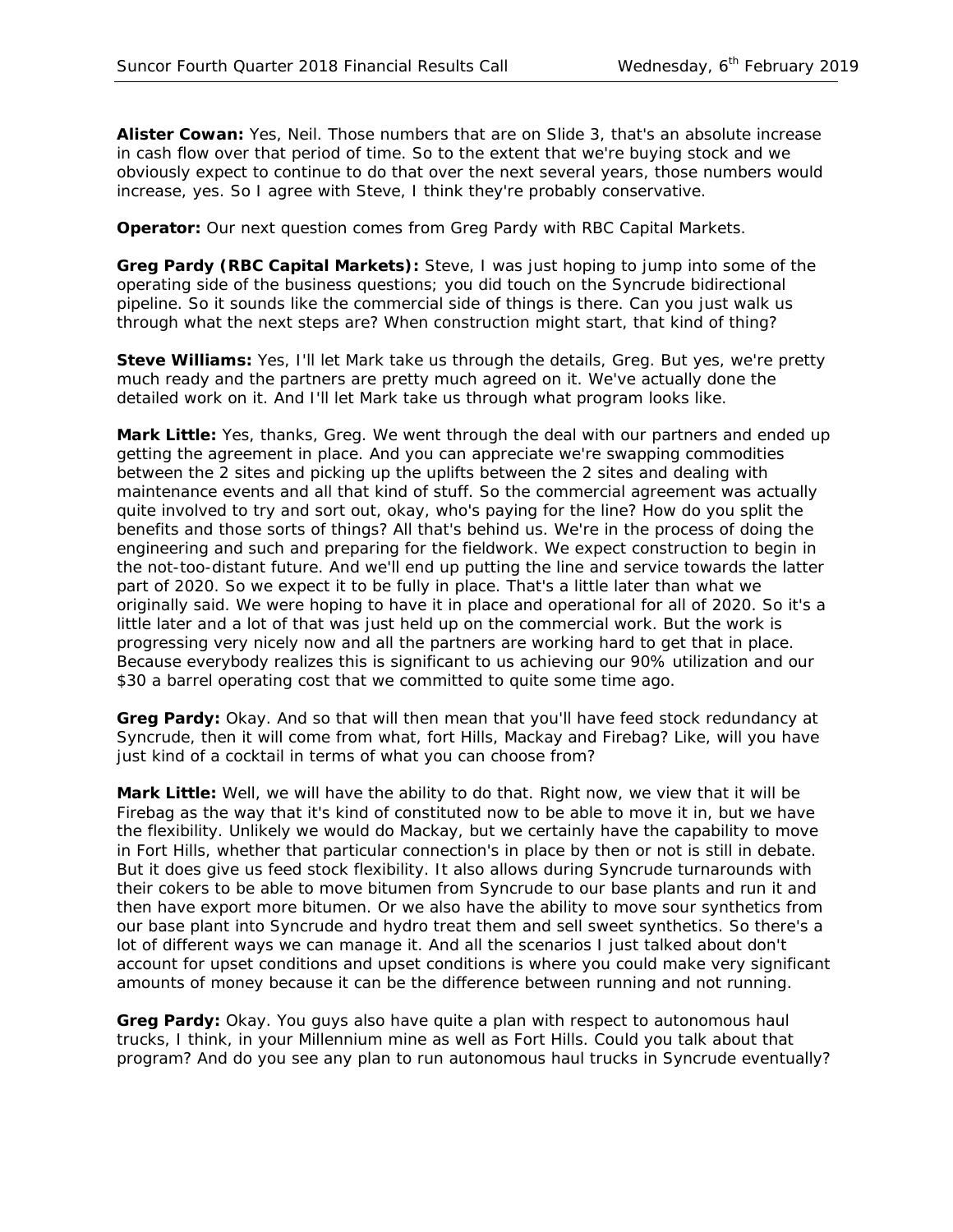**Alister Cowan:** Yes, Neil. Those numbers that are on Slide 3, that's an absolute increase in cash flow over that period of time. So to the extent that we're buying stock and we obviously expect to continue to do that over the next several years, those numbers would increase, yes. So I agree with Steve, I think they're probably conservative.

**Operator:** Our next question comes from Greg Pardy with RBC Capital Markets.

**Greg Pardy (RBC Capital Markets):** Steve, I was just hoping to jump into some of the operating side of the business questions; you did touch on the Syncrude bidirectional pipeline. So it sounds like the commercial side of things is there. Can you just walk us through what the next steps are? When construction might start, that kind of thing?

**Steve Williams:** Yes, I'll let Mark take us through the details, Greg. But yes, we're pretty much ready and the partners are pretty much agreed on it. We've actually done the detailed work on it. And I'll let Mark take us through what program looks like.

**Mark Little:** Yes, thanks, Greg. We went through the deal with our partners and ended up getting the agreement in place. And you can appreciate we're swapping commodities between the 2 sites and picking up the uplifts between the 2 sites and dealing with maintenance events and all that kind of stuff. So the commercial agreement was actually quite involved to try and sort out, okay, who's paying for the line? How do you split the benefits and those sorts of things? All that's behind us. We're in the process of doing the engineering and such and preparing for the fieldwork. We expect construction to begin in the not-too-distant future. And we'll end up putting the line and service towards the latter part of 2020. So we expect it to be fully in place. That's a little later than what we originally said. We were hoping to have it in place and operational for all of 2020. So it's a little later and a lot of that was just held up on the commercial work. But the work is progressing very nicely now and all the partners are working hard to get that in place. Because everybody realizes this is significant to us achieving our 90% utilization and our $30 a barrel operating cost that we committed to quite some time ago.

**Greg Pardy:** Okay. And so that will then mean that you'll have feed stock redundancy at Syncrude, then it will come from what, fort Hills, Mackay and Firebag? Like, will you have just kind of a cocktail in terms of what you can choose from?

**Mark Little:** Well, we will have the ability to do that. Right now, we view that it will be Firebag as the way that it's kind of constituted now to be able to move it in, but we have the flexibility. Unlikely we would do Mackay, but we certainly have the capability to move in Fort Hills, whether that particular connection's in place by then or not is still in debate. But it does give us feed stock flexibility. It also allows during Syncrude turnarounds with their cokers to be able to move bitumen from Syncrude to our base plants and run it and then have export more bitumen. Or we also have the ability to move sour synthetics from our base plant into Syncrude and hydro treat them and sell sweet synthetics. So there's a lot of different ways we can manage it. And all the scenarios I just talked about don't account for upset conditions and upset conditions is where you could make very significant amounts of money because it can be the difference between running and not running.

**Greg Pardy:** Okay. You guys also have quite a plan with respect to autonomous haul trucks, I think, in your Millennium mine as well as Fort Hills. Could you talk about that program? And do you see any plan to run autonomous haul trucks in Syncrude eventually?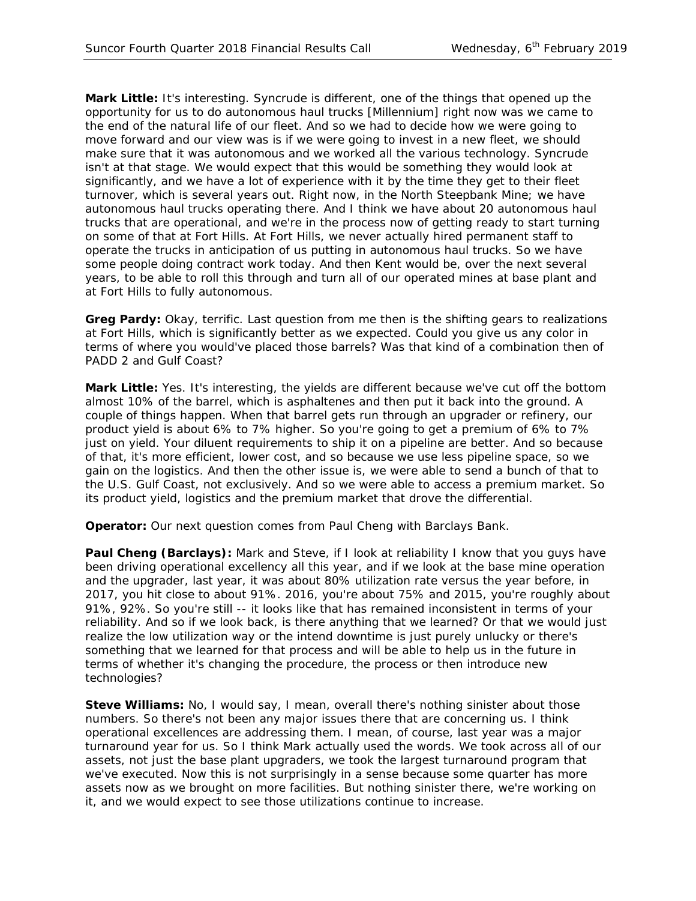**Mark Little:** It's interesting. Syncrude is different, one of the things that opened up the opportunity for us to do autonomous haul trucks [Millennium] right now was we came to the end of the natural life of our fleet. And so we had to decide how we were going to move forward and our view was is if we were going to invest in a new fleet, we should make sure that it was autonomous and we worked all the various technology. Syncrude isn't at that stage. We would expect that this would be something they would look at significantly, and we have a lot of experience with it by the time they get to their fleet turnover, which is several years out. Right now, in the North Steepbank Mine; we have autonomous haul trucks operating there. And I think we have about 20 autonomous haul trucks that are operational, and we're in the process now of getting ready to start turning on some of that at Fort Hills. At Fort Hills, we never actually hired permanent staff to operate the trucks in anticipation of us putting in autonomous haul trucks. So we have some people doing contract work today. And then Kent would be, over the next several years, to be able to roll this through and turn all of our operated mines at base plant and at Fort Hills to fully autonomous.

**Greg Pardy:** Okay, terrific. Last question from me then is the shifting gears to realizations at Fort Hills, which is significantly better as we expected. Could you give us any color in terms of where you would've placed those barrels? Was that kind of a combination then of PADD 2 and Gulf Coast?

**Mark Little:** Yes. It's interesting, the yields are different because we've cut off the bottom almost 10% of the barrel, which is asphaltenes and then put it back into the ground. A couple of things happen. When that barrel gets run through an upgrader or refinery, our product yield is about 6% to 7% higher. So you're going to get a premium of 6% to 7% just on yield. Your diluent requirements to ship it on a pipeline are better. And so because of that, it's more efficient, lower cost, and so because we use less pipeline space, so we gain on the logistics. And then the other issue is, we were able to send a bunch of that to the U.S. Gulf Coast, not exclusively. And so we were able to access a premium market. So its product yield, logistics and the premium market that drove the differential.

**Operator:** Our next question comes from Paul Cheng with Barclays Bank.

**Paul Cheng (Barclays):** Mark and Steve, if I look at reliability I know that you guys have been driving operational excellency all this year, and if we look at the base mine operation and the upgrader, last year, it was about 80% utilization rate versus the year before, in 2017, you hit close to about 91%. 2016, you're about 75% and 2015, you're roughly about 91%, 92%. So you're still -- it looks like that has remained inconsistent in terms of your reliability. And so if we look back, is there anything that we learned? Or that we would just realize the low utilization way or the intend downtime is just purely unlucky or there's something that we learned for that process and will be able to help us in the future in terms of whether it's changing the procedure, the process or then introduce new technologies?

**Steve Williams:** No, I would say, I mean, overall there's nothing sinister about those numbers. So there's not been any major issues there that are concerning us. I think operational excellences are addressing them. I mean, of course, last year was a major turnaround year for us. So I think Mark actually used the words. We took across all of our assets, not just the base plant upgraders, we took the largest turnaround program that we've executed. Now this is not surprisingly in a sense because some quarter has more assets now as we brought on more facilities. But nothing sinister there, we're working on it, and we would expect to see those utilizations continue to increase.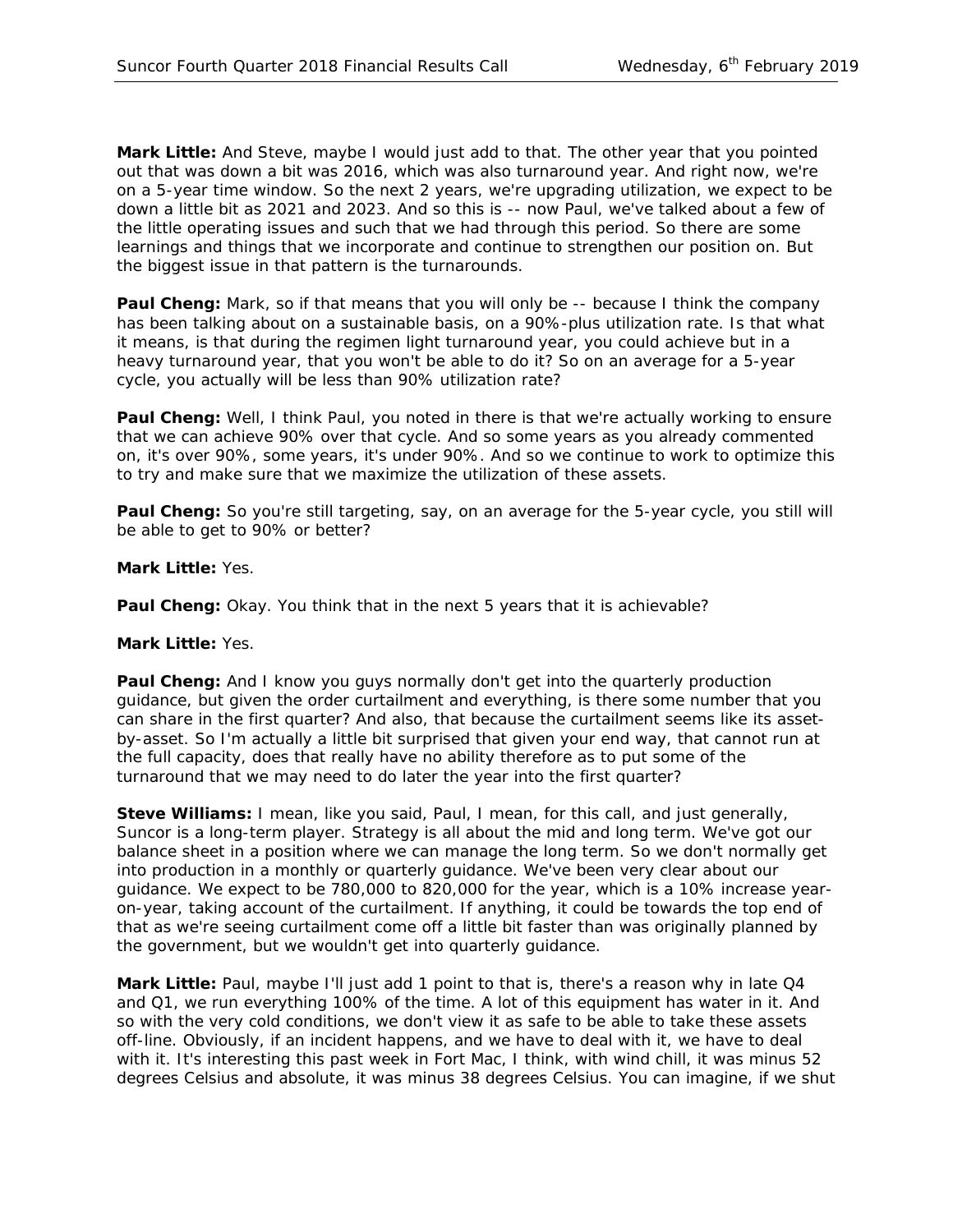**Mark Little:** And Steve, maybe I would just add to that. The other year that you pointed out that was down a bit was 2016, which was also turnaround year. And right now, we're on a 5-year time window. So the next 2 years, we're upgrading utilization, we expect to be down a little bit as 2021 and 2023. And so this is -- now Paul, we've talked about a few of the little operating issues and such that we had through this period. So there are some learnings and things that we incorporate and continue to strengthen our position on. But the biggest issue in that pattern is the turnarounds.

**Paul Cheng:** Mark, so if that means that you will only be -- because I think the company has been talking about on a sustainable basis, on a 90%-plus utilization rate. Is that what it means, is that during the regimen light turnaround year, you could achieve but in a heavy turnaround year, that you won't be able to do it? So on an average for a 5-year cycle, you actually will be less than 90% utilization rate?

**Paul Cheng:** Well, I think Paul, you noted in there is that we're actually working to ensure that we can achieve 90% over that cycle. And so some years as you already commented on, it's over 90%, some years, it's under 90%. And so we continue to work to optimize this to try and make sure that we maximize the utilization of these assets.

**Paul Cheng:** So you're still targeting, say, on an average for the 5-year cycle, you still will be able to get to 90% or better?

**Mark Little:** Yes.

**Paul Cheng:** Okay. You think that in the next 5 years that it is achievable?

**Mark Little:** Yes.

**Paul Cheng:** And I know you guys normally don't get into the quarterly production guidance, but given the order curtailment and everything, is there some number that you can share in the first quarter? And also, that because the curtailment seems like its asset-by-asset. So I'm actually a little bit surprised that given your end way, that cannot run at the full capacity, does that really have no ability therefore as to put some of the turnaround that we may need to do later the year into the first quarter?

**Steve Williams:** I mean, like you said, Paul, I mean, for this call, and just generally, Suncor is a long-term player. Strategy is all about the mid and long term. We've got our balance sheet in a position where we can manage the long term. So we don't normally get into production in a monthly or quarterly guidance. We've been very clear about our guidance. We expect to be 780,000 to 820,000 for the year, which is a 10% increase year-on-year, taking account of the curtailment. If anything, it could be towards the top end of that as we're seeing curtailment come off a little bit faster than was originally planned by the government, but we wouldn't get into quarterly guidance.

**Mark Little:** Paul, maybe I'll just add 1 point to that is, there's a reason why in late Q4 and Q1, we run everything 100% of the time. A lot of this equipment has water in it. And so with the very cold conditions, we don't view it as safe to be able to take these assets off-line. Obviously, if an incident happens, and we have to deal with it, we have to deal with it. It's interesting this past week in Fort Mac, I think, with wind chill, it was minus 52 degrees Celsius and absolute, it was minus 38 degrees Celsius. You can imagine, if we shut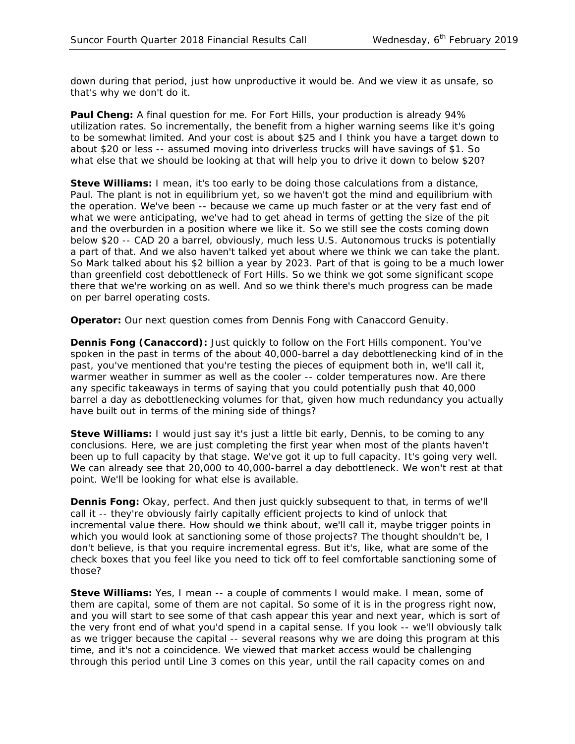down during that period, just how unproductive it would be. And we view it as unsafe, so that's why we don't do it.

**Paul Cheng:** A final question for me. For Fort Hills, your production is already 94% utilization rates. So incrementally, the benefit from a higher warning seems like it's going to be somewhat limited. And your cost is about $25 and I think you have a target down to about $20 or less -- assumed moving into driverless trucks will have savings of $1. So what else that we should be looking at that will help you to drive it down to below $20?

**Steve Williams:** I mean, it's too early to be doing those calculations from a distance, Paul. The plant is not in equilibrium yet, so we haven't got the mind and equilibrium with the operation. We've been -- because we came up much faster or at the very fast end of what we were anticipating, we've had to get ahead in terms of getting the size of the pit and the overburden in a position where we like it. So we still see the costs coming down below $20 -- CAD 20 a barrel, obviously, much less U.S. Autonomous trucks is potentially a part of that. And we also haven't talked yet about where we think we can take the plant. So Mark talked about his $2 billion a year by 2023. Part of that is going to be a much lower than greenfield cost debottleneck of Fort Hills. So we think we got some significant scope there that we're working on as well. And so we think there's much progress can be made on per barrel operating costs.

**Operator:** Our next question comes from Dennis Fong with Canaccord Genuity.

**Dennis Fong (Canaccord):** Just quickly to follow on the Fort Hills component. You've spoken in the past in terms of the about 40,000-barrel a day debottlenecking kind of in the past, you've mentioned that you're testing the pieces of equipment both in, we'll call it, warmer weather in summer as well as the cooler -- colder temperatures now. Are there any specific takeaways in terms of saying that you could potentially push that 40,000 barrel a day as debottlenecking volumes for that, given how much redundancy you actually have built out in terms of the mining side of things?

**Steve Williams:** I would just say it's just a little bit early, Dennis, to be coming to any conclusions. Here, we are just completing the first year when most of the plants haven't been up to full capacity by that stage. We've got it up to full capacity. It's going very well. We can already see that 20,000 to 40,000-barrel a day debottleneck. We won't rest at that point. We'll be looking for what else is available.

**Dennis Fong:** Okay, perfect. And then just quickly subsequent to that, in terms of we'll call it -- they're obviously fairly capitally efficient projects to kind of unlock that incremental value there. How should we think about, we'll call it, maybe trigger points in which you would look at sanctioning some of those projects? The thought shouldn't be, I don't believe, is that you require incremental egress. But it's, like, what are some of the check boxes that you feel like you need to tick off to feel comfortable sanctioning some of those?

**Steve Williams:** Yes, I mean -- a couple of comments I would make. I mean, some of them are capital, some of them are not capital. So some of it is in the progress right now, and you will start to see some of that cash appear this year and next year, which is sort of the very front end of what you'd spend in a capital sense. If you look -- we'll obviously talk as we trigger because the capital -- several reasons why we are doing this program at this time, and it's not a coincidence. We viewed that market access would be challenging through this period until Line 3 comes on this year, until the rail capacity comes on and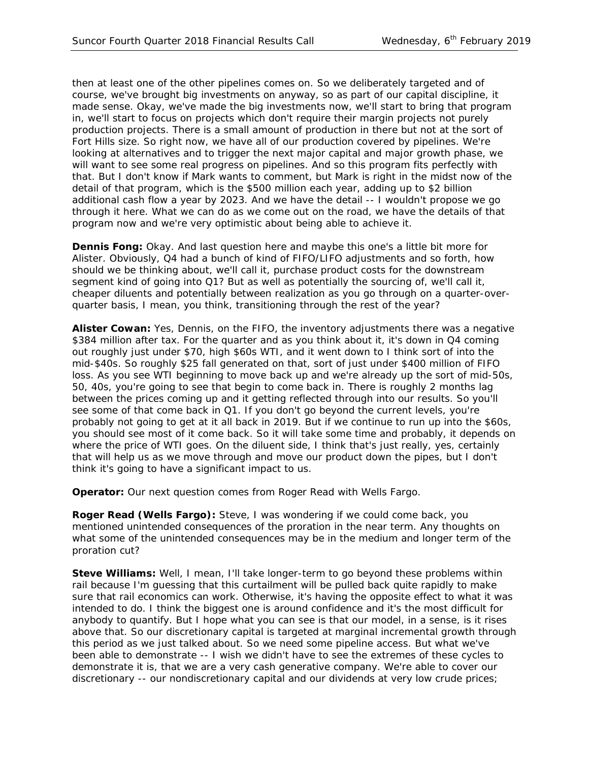then at least one of the other pipelines comes on. So we deliberately targeted and of course, we've brought big investments on anyway, so as part of our capital discipline, it made sense. Okay, we've made the big investments now, we'll start to bring that program in, we'll start to focus on projects which don't require their margin projects not purely production projects. There is a small amount of production in there but not at the sort of Fort Hills size. So right now, we have all of our production covered by pipelines. We're looking at alternatives and to trigger the next major capital and major growth phase, we will want to see some real progress on pipelines. And so this program fits perfectly with that. But I don't know if Mark wants to comment, but Mark is right in the midst now of the detail of that program, which is the $500 million each year, adding up to $2 billion additional cash flow a year by 2023. And we have the detail -- I wouldn't propose we go through it here. What we can do as we come out on the road, we have the details of that program now and we're very optimistic about being able to achieve it.

**Dennis Fong:** Okay. And last question here and maybe this one's a little bit more for Alister. Obviously, Q4 had a bunch of kind of FIFO/LIFO adjustments and so forth, how should we be thinking about, we'll call it, purchase product costs for the downstream segment kind of going into Q1? But as well as potentially the sourcing of, we'll call it, cheaper diluents and potentially between realization as you go through on a quarter-over-quarter basis, I mean, you think, transitioning through the rest of the year?

**Alister Cowan:** Yes, Dennis, on the FIFO, the inventory adjustments there was a negative $384 million after tax. For the quarter and as you think about it, it's down in Q4 coming out roughly just under $70, high $60s WTI, and it went down to I think sort of into the mid-$40s. So roughly $25 fall generated on that, sort of just under $400 million of FIFO loss. As you see WTI beginning to move back up and we're already up the sort of mid-50s, 50, 40s, you're going to see that begin to come back in. There is roughly 2 months lag between the prices coming up and it getting reflected through into our results. So you'll see some of that come back in Q1. If you don't go beyond the current levels, you're probably not going to get at it all back in 2019. But if we continue to run up into the $60s, you should see most of it come back. So it will take some time and probably, it depends on where the price of WTI goes. On the diluent side, I think that's just really, yes, certainly that will help us as we move through and move our product down the pipes, but I don't think it's going to have a significant impact to us.

**Operator:** Our next question comes from Roger Read with Wells Fargo.

**Roger Read (Wells Fargo):** Steve, I was wondering if we could come back, you mentioned unintended consequences of the proration in the near term. Any thoughts on what some of the unintended consequences may be in the medium and longer term of the proration cut?

**Steve Williams:** Well, I mean, I'll take longer-term to go beyond these problems within rail because I'm guessing that this curtailment will be pulled back quite rapidly to make sure that rail economics can work. Otherwise, it's having the opposite effect to what it was intended to do. I think the biggest one is around confidence and it's the most difficult for anybody to quantify. But I hope what you can see is that our model, in a sense, is it rises above that. So our discretionary capital is targeted at marginal incremental growth through this period as we just talked about. So we need some pipeline access. But what we've been able to demonstrate -- I wish we didn't have to see the extremes of these cycles to demonstrate it is, that we are a very cash generative company. We're able to cover our discretionary -- our nondiscretionary capital and our dividends at very low crude prices;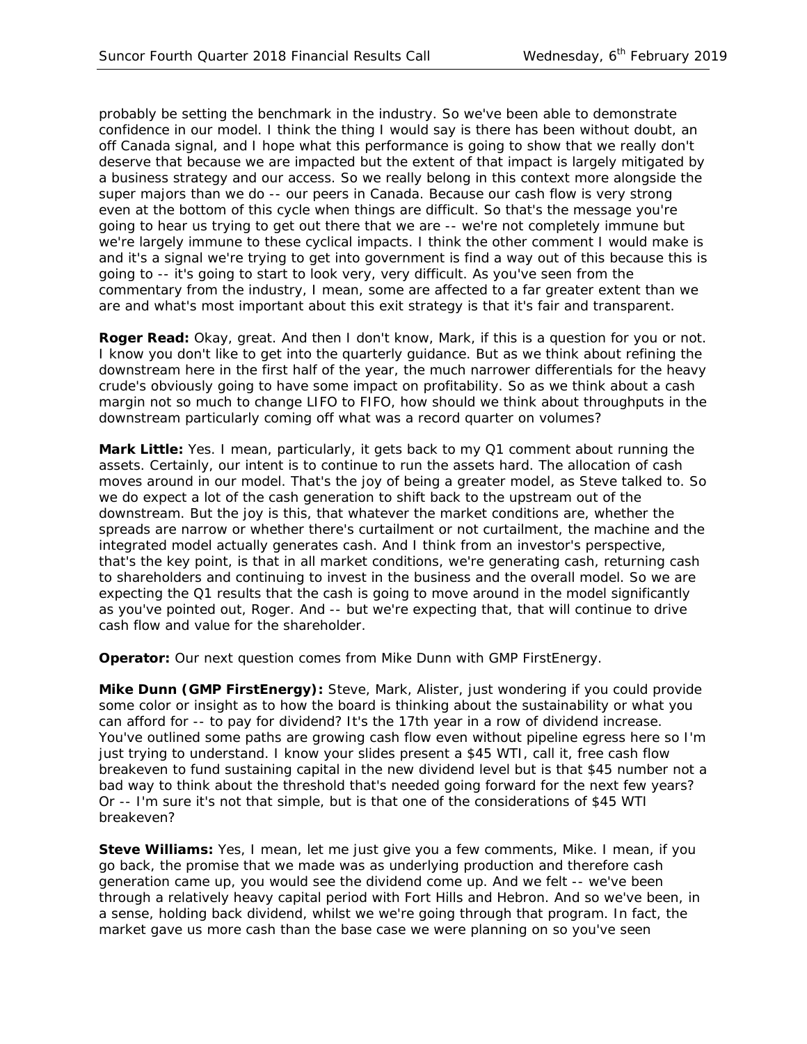probably be setting the benchmark in the industry. So we've been able to demonstrate confidence in our model. I think the thing I would say is there has been without doubt, an off Canada signal, and I hope what this performance is going to show that we really don't deserve that because we are impacted but the extent of that impact is largely mitigated by a business strategy and our access. So we really belong in this context more alongside the super majors than we do -- our peers in Canada. Because our cash flow is very strong even at the bottom of this cycle when things are difficult. So that's the message you're going to hear us trying to get out there that we are -- we're not completely immune but we're largely immune to these cyclical impacts. I think the other comment I would make is and it's a signal we're trying to get into government is find a way out of this because this is going to -- it's going to start to look very, very difficult. As you've seen from the commentary from the industry, I mean, some are affected to a far greater extent than we are and what's most important about this exit strategy is that it's fair and transparent.

**Roger Read:** Okay, great. And then I don't know, Mark, if this is a question for you or not. I know you don't like to get into the quarterly guidance. But as we think about refining the downstream here in the first half of the year, the much narrower differentials for the heavy crude's obviously going to have some impact on profitability. So as we think about a cash margin not so much to change LIFO to FIFO, how should we think about throughputs in the downstream particularly coming off what was a record quarter on volumes?

**Mark Little:** Yes. I mean, particularly, it gets back to my Q1 comment about running the assets. Certainly, our intent is to continue to run the assets hard. The allocation of cash moves around in our model. That's the joy of being a greater model, as Steve talked to. So we do expect a lot of the cash generation to shift back to the upstream out of the downstream. But the joy is this, that whatever the market conditions are, whether the spreads are narrow or whether there's curtailment or not curtailment, the machine and the integrated model actually generates cash. And I think from an investor's perspective, that's the key point, is that in all market conditions, we're generating cash, returning cash to shareholders and continuing to invest in the business and the overall model. So we are expecting the Q1 results that the cash is going to move around in the model significantly as you've pointed out, Roger. And -- but we're expecting that, that will continue to drive cash flow and value for the shareholder.

**Operator:** Our next question comes from Mike Dunn with GMP FirstEnergy.

**Mike Dunn (GMP FirstEnergy):** Steve, Mark, Alister, just wondering if you could provide some color or insight as to how the board is thinking about the sustainability or what you can afford for -- to pay for dividend? It's the 17th year in a row of dividend increase. You've outlined some paths are growing cash flow even without pipeline egress here so I'm just trying to understand. I know your slides present a $45 WTI, call it, free cash flow breakeven to fund sustaining capital in the new dividend level but is that $45 number not a bad way to think about the threshold that's needed going forward for the next few years? Or -- I'm sure it's not that simple, but is that one of the considerations of $45 WTI breakeven?

**Steve Williams:** Yes, I mean, let me just give you a few comments, Mike. I mean, if you go back, the promise that we made was as underlying production and therefore cash generation came up, you would see the dividend come up. And we felt -- we've been through a relatively heavy capital period with Fort Hills and Hebron. And so we've been, in a sense, holding back dividend, whilst we we're going through that program. In fact, the market gave us more cash than the base case we were planning on so you've seen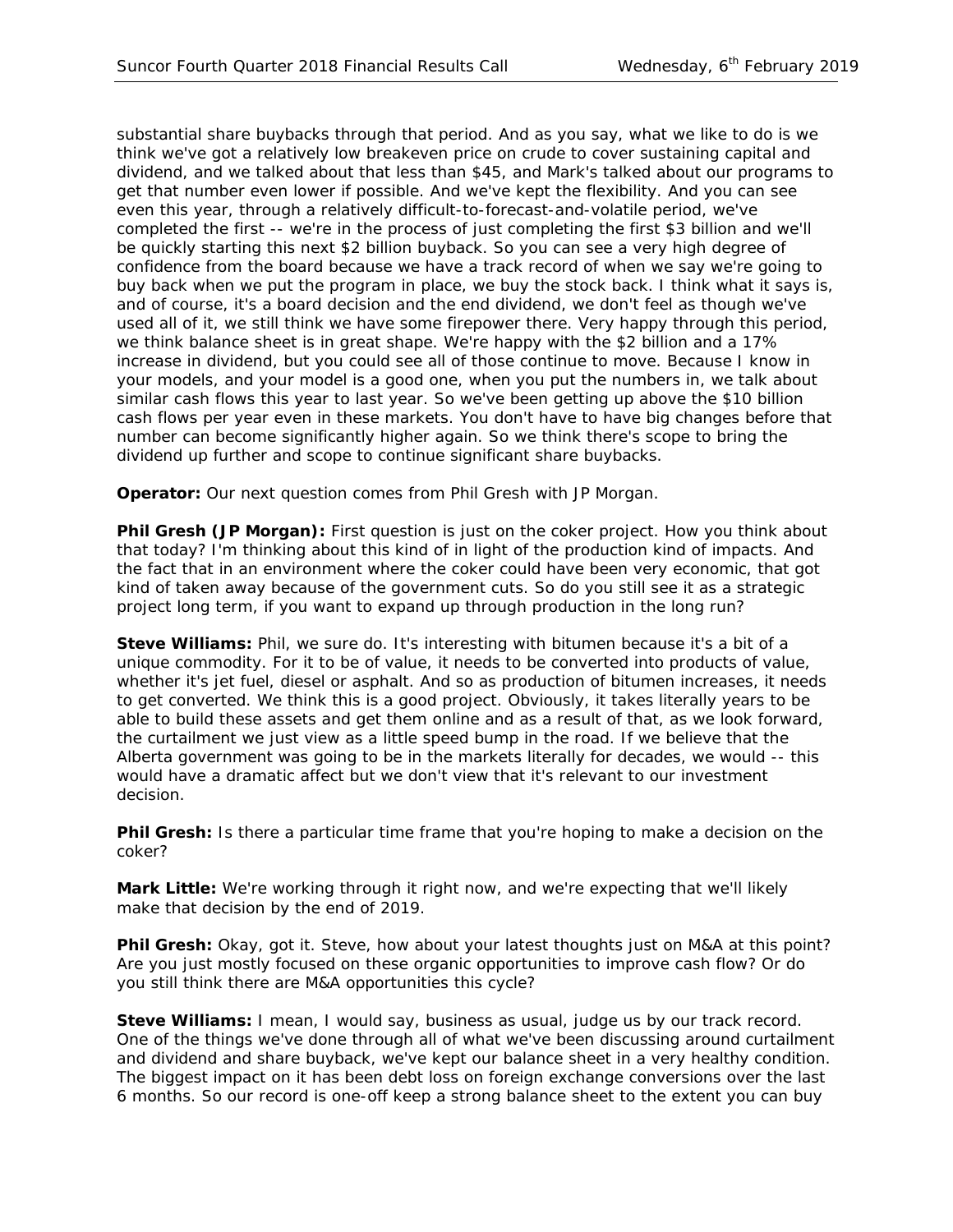substantial share buybacks through that period. And as you say, what we like to do is we think we've got a relatively low breakeven price on crude to cover sustaining capital and dividend, and we talked about that less than $45, and Mark's talked about our programs to get that number even lower if possible. And we've kept the flexibility. And you can see even this year, through a relatively difficult-to-forecast-and-volatile period, we've completed the first -- we're in the process of just completing the first $3 billion and we'll be quickly starting this next $2 billion buyback. So you can see a very high degree of confidence from the board because we have a track record of when we say we're going to buy back when we put the program in place, we buy the stock back. I think what it says is, and of course, it's a board decision and the end dividend, we don't feel as though we've used all of it, we still think we have some firepower there. Very happy through this period, we think balance sheet is in great shape. We're happy with the $2 billion and a 17% increase in dividend, but you could see all of those continue to move. Because I know in your models, and your model is a good one, when you put the numbers in, we talk about similar cash flows this year to last year. So we've been getting up above the $10 billion cash flows per year even in these markets. You don't have to have big changes before that number can become significantly higher again. So we think there's scope to bring the dividend up further and scope to continue significant share buybacks.

**Operator:** Our next question comes from Phil Gresh with JP Morgan.

**Phil Gresh (JP Morgan):** First question is just on the coker project. How you think about that today? I'm thinking about this kind of in light of the production kind of impacts. And the fact that in an environment where the coker could have been very economic, that got kind of taken away because of the government cuts. So do you still see it as a strategic project long term, if you want to expand up through production in the long run?

**Steve Williams:** Phil, we sure do. It's interesting with bitumen because it's a bit of a unique commodity. For it to be of value, it needs to be converted into products of value, whether it's jet fuel, diesel or asphalt. And so as production of bitumen increases, it needs to get converted. We think this is a good project. Obviously, it takes literally years to be able to build these assets and get them online and as a result of that, as we look forward, the curtailment we just view as a little speed bump in the road. If we believe that the Alberta government was going to be in the markets literally for decades, we would -- this would have a dramatic affect but we don't view that it's relevant to our investment decision.

**Phil Gresh:** Is there a particular time frame that you're hoping to make a decision on the coker?

**Mark Little:** We're working through it right now, and we're expecting that we'll likely make that decision by the end of 2019.

**Phil Gresh:** Okay, got it. Steve, how about your latest thoughts just on M&A at this point? Are you just mostly focused on these organic opportunities to improve cash flow? Or do you still think there are M&A opportunities this cycle?

**Steve Williams:** I mean, I would say, business as usual, judge us by our track record. One of the things we've done through all of what we've been discussing around curtailment and dividend and share buyback, we've kept our balance sheet in a very healthy condition. The biggest impact on it has been debt loss on foreign exchange conversions over the last 6 months. So our record is one-off keep a strong balance sheet to the extent you can buy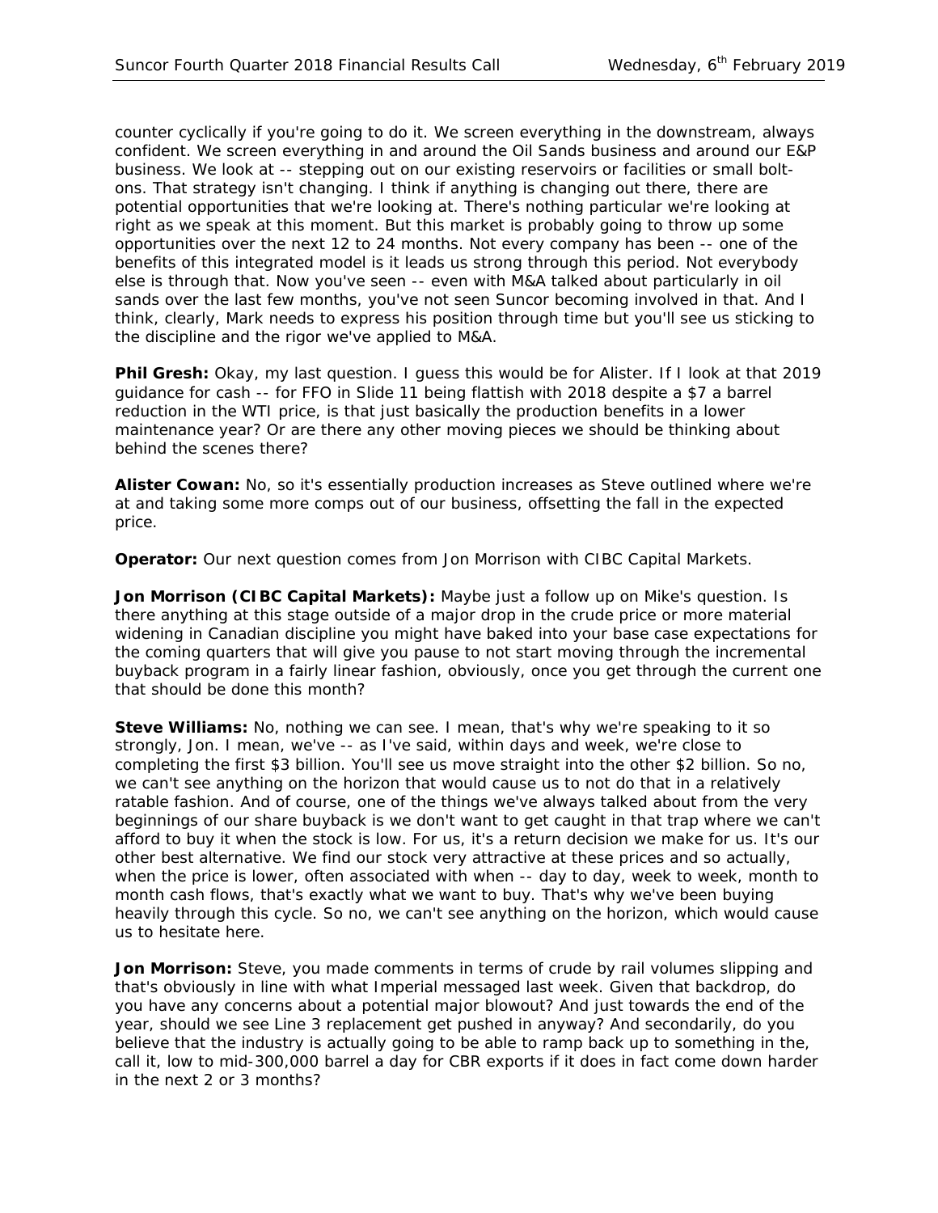counter cyclically if you're going to do it. We screen everything in the downstream, always confident. We screen everything in and around the Oil Sands business and around our E&P business. We look at -- stepping out on our existing reservoirs or facilities or small bolt-ons. That strategy isn't changing. I think if anything is changing out there, there are potential opportunities that we're looking at. There's nothing particular we're looking at right as we speak at this moment. But this market is probably going to throw up some opportunities over the next 12 to 24 months. Not every company has been -- one of the benefits of this integrated model is it leads us strong through this period. Not everybody else is through that. Now you've seen -- even with M&A talked about particularly in oil sands over the last few months, you've not seen Suncor becoming involved in that. And I think, clearly, Mark needs to express his position through time but you'll see us sticking to the discipline and the rigor we've applied to M&A.

**Phil Gresh:** Okay, my last question. I guess this would be for Alister. If I look at that 2019 guidance for cash -- for FFO in Slide 11 being flattish with 2018 despite a $7 a barrel reduction in the WTI price, is that just basically the production benefits in a lower maintenance year? Or are there any other moving pieces we should be thinking about behind the scenes there?

**Alister Cowan:** No, so it's essentially production increases as Steve outlined where we're at and taking some more comps out of our business, offsetting the fall in the expected price.

**Operator:** Our next question comes from Jon Morrison with CIBC Capital Markets.

**Jon Morrison (CIBC Capital Markets):** Maybe just a follow up on Mike's question. Is there anything at this stage outside of a major drop in the crude price or more material widening in Canadian discipline you might have baked into your base case expectations for the coming quarters that will give you pause to not start moving through the incremental buyback program in a fairly linear fashion, obviously, once you get through the current one that should be done this month?

**Steve Williams:** No, nothing we can see. I mean, that's why we're speaking to it so strongly, Jon. I mean, we've -- as I've said, within days and week, we're close to completing the first $3 billion. You'll see us move straight into the other $2 billion. So no, we can't see anything on the horizon that would cause us to not do that in a relatively ratable fashion. And of course, one of the things we've always talked about from the very beginnings of our share buyback is we don't want to get caught in that trap where we can't afford to buy it when the stock is low. For us, it's a return decision we make for us. It's our other best alternative. We find our stock very attractive at these prices and so actually, when the price is lower, often associated with when -- day to day, week to week, month to month cash flows, that's exactly what we want to buy. That's why we've been buying heavily through this cycle. So no, we can't see anything on the horizon, which would cause us to hesitate here.

**Jon Morrison:** Steve, you made comments in terms of crude by rail volumes slipping and that's obviously in line with what Imperial messaged last week. Given that backdrop, do you have any concerns about a potential major blowout? And just towards the end of the year, should we see Line 3 replacement get pushed in anyway? And secondarily, do you believe that the industry is actually going to be able to ramp back up to something in the, call it, low to mid-300,000 barrel a day for CBR exports if it does in fact come down harder in the next 2 or 3 months?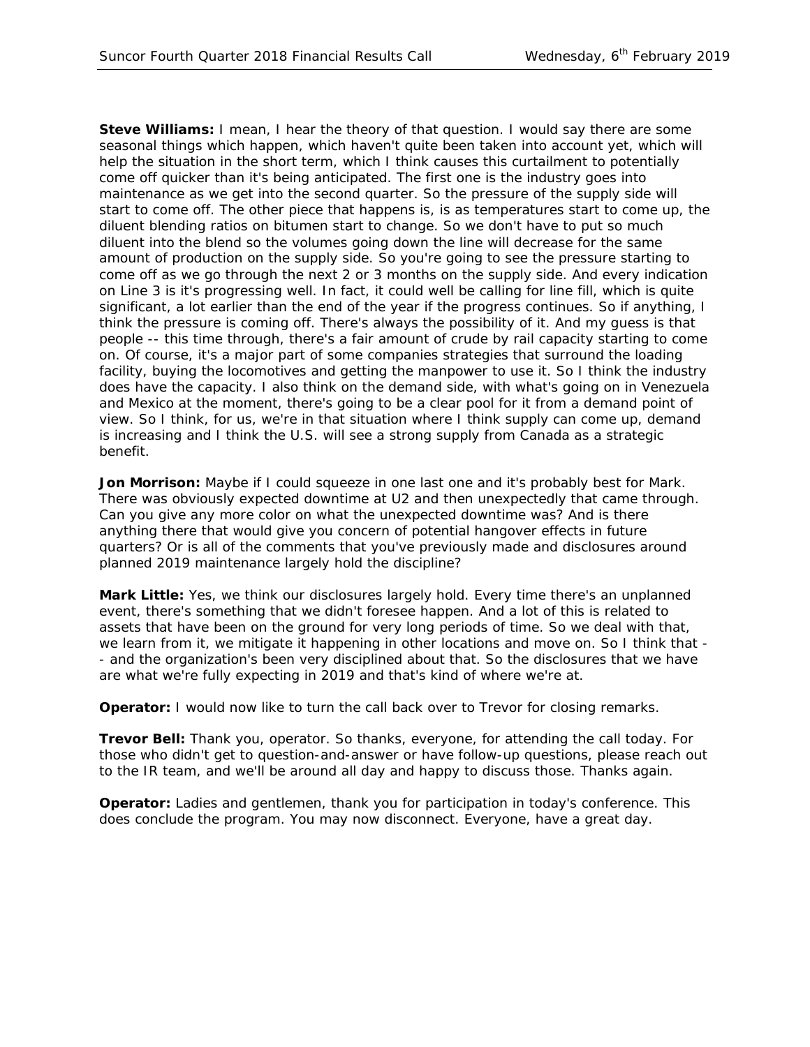**Steve Williams:** I mean, I hear the theory of that question. I would say there are some seasonal things which happen, which haven't quite been taken into account yet, which will help the situation in the short term, which I think causes this curtailment to potentially come off quicker than it's being anticipated. The first one is the industry goes into maintenance as we get into the second quarter. So the pressure of the supply side will start to come off. The other piece that happens is, is as temperatures start to come up, the diluent blending ratios on bitumen start to change. So we don't have to put so much diluent into the blend so the volumes going down the line will decrease for the same amount of production on the supply side. So you're going to see the pressure starting to come off as we go through the next 2 or 3 months on the supply side. And every indication on Line 3 is it's progressing well. In fact, it could well be calling for line fill, which is quite significant, a lot earlier than the end of the year if the progress continues. So if anything, I think the pressure is coming off. There's always the possibility of it. And my guess is that people -- this time through, there's a fair amount of crude by rail capacity starting to come on. Of course, it's a major part of some companies strategies that surround the loading facility, buying the locomotives and getting the manpower to use it. So I think the industry does have the capacity. I also think on the demand side, with what's going on in Venezuela and Mexico at the moment, there's going to be a clear pool for it from a demand point of view. So I think, for us, we're in that situation where I think supply can come up, demand is increasing and I think the U.S. will see a strong supply from Canada as a strategic benefit.

**Jon Morrison:** Maybe if I could squeeze in one last one and it's probably best for Mark. There was obviously expected downtime at U2 and then unexpectedly that came through. Can you give any more color on what the unexpected downtime was? And is there anything there that would give you concern of potential hangover effects in future quarters? Or is all of the comments that you've previously made and disclosures around planned 2019 maintenance largely hold the discipline?

**Mark Little:** Yes, we think our disclosures largely hold. Every time there's an unplanned event, there's something that we didn't foresee happen. And a lot of this is related to assets that have been on the ground for very long periods of time. So we deal with that, we learn from it, we mitigate it happening in other locations and move on. So I think that -- and the organization's been very disciplined about that. So the disclosures that we have are what we're fully expecting in 2019 and that's kind of where we're at.

**Operator:** I would now like to turn the call back over to Trevor for closing remarks.

**Trevor Bell:** Thank you, operator. So thanks, everyone, for attending the call today. For those who didn't get to question-and-answer or have follow-up questions, please reach out to the IR team, and we'll be around all day and happy to discuss those. Thanks again.

**Operator:** Ladies and gentlemen, thank you for participation in today's conference. This does conclude the program. You may now disconnect. Everyone, have a great day.